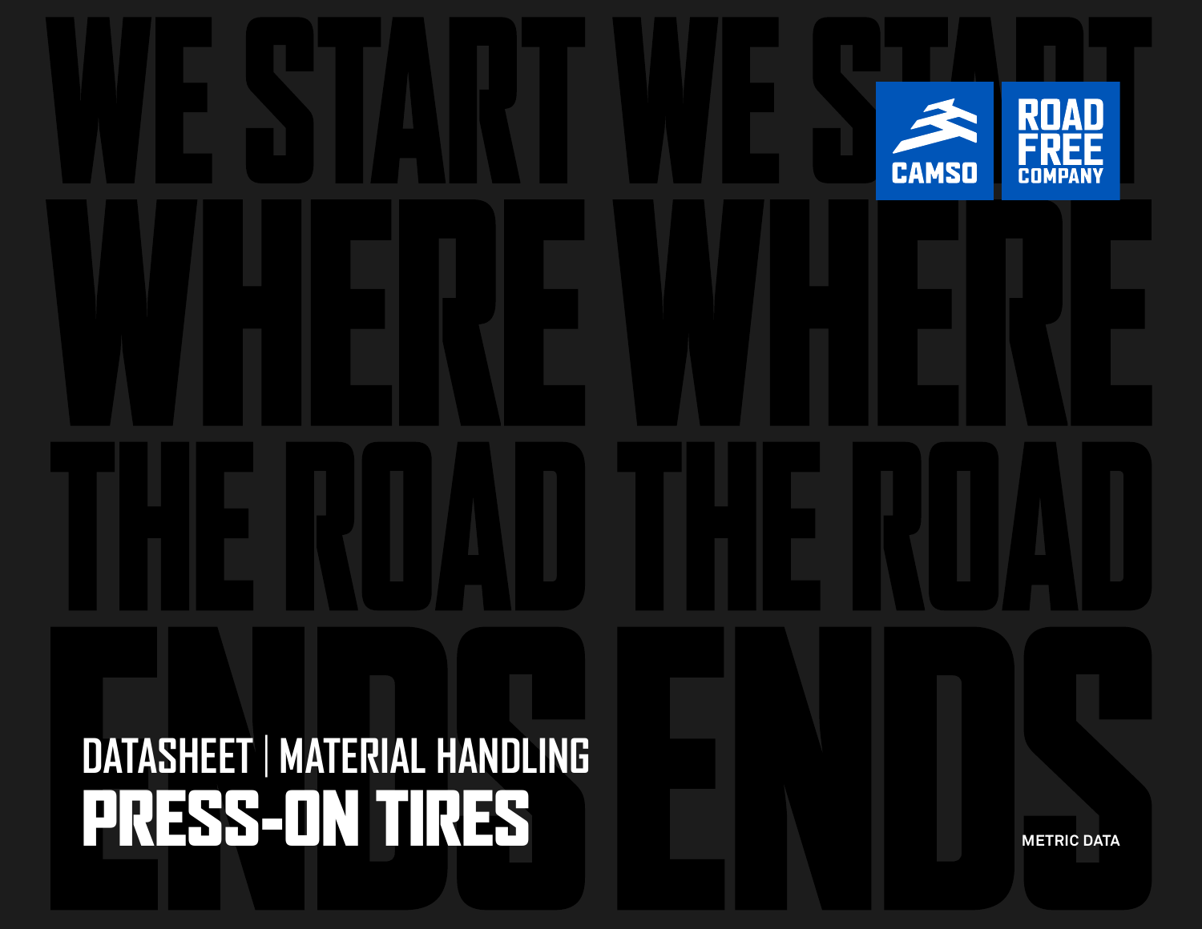WE START WHERE THE ROAD ENDS

CAMSO

ROAD FREE COMPANY

DATASHEET | MATERIAL HANDLING

# PRESS-ON TIRES

METRIC DATA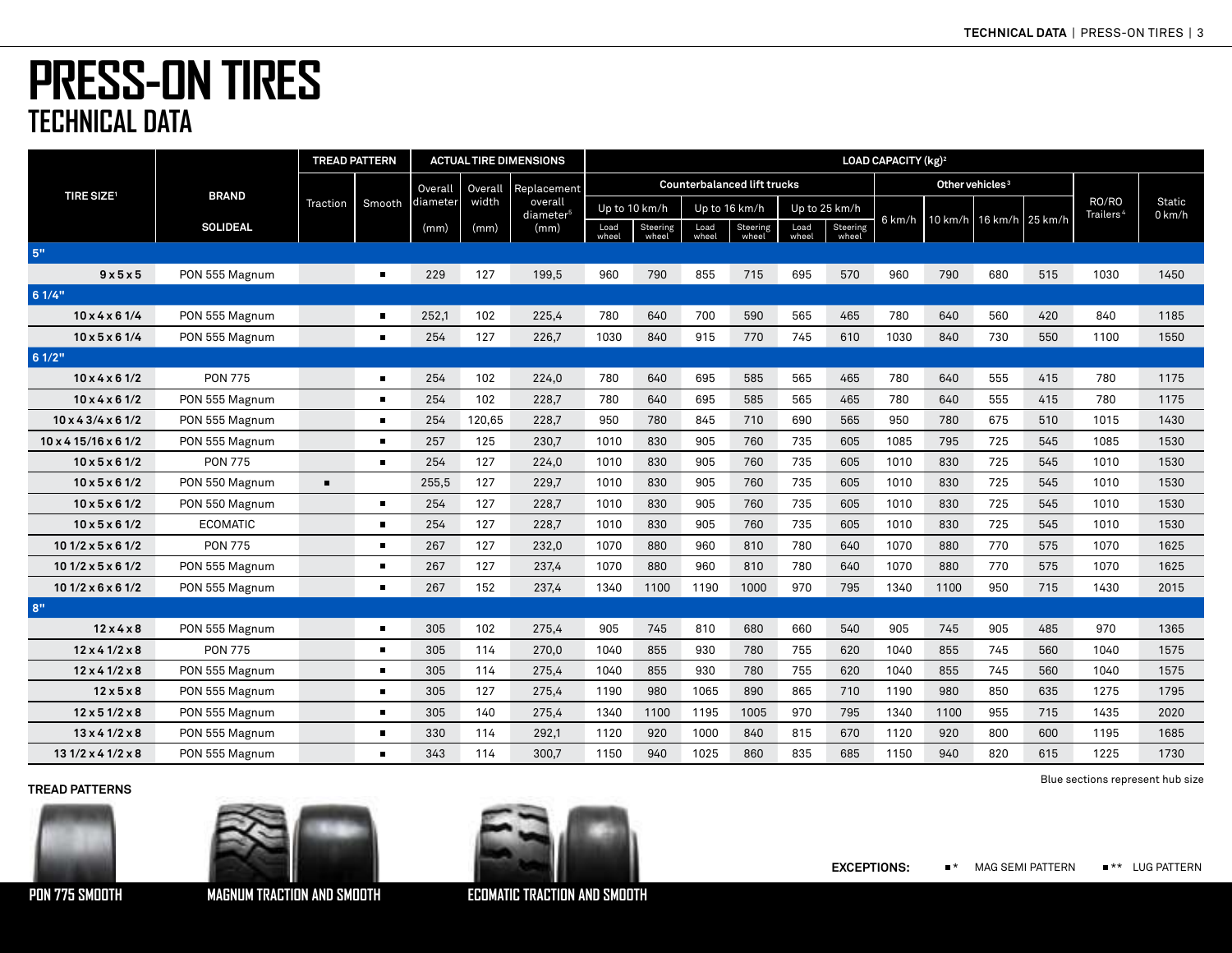# PRESS-ON TIRES

## TECHNICAL DATA

| TIRE SIZE[1] | BRAND SOLIDEAL | TREAD PATTERN | | ACTUAL TIRE DIMENSIONS | | | LOAD CAPACITY (kg)[2] | | | | | | | | | | | |
|---|---|---|---|---|---|---|---|---|---|---|---|---|---|---|---|---|---|---|
| | | Traction | Smooth | Overall diameter (mm) | Overall width (mm) | Replacement overall diameter[5] (mm) | Counterbalanced lift trucks | | | | | | Other vehicles[3] | | | | RO/RO Trailers[4] | Static 0 km/h |
| | | | | | | | Up to 10 km/h | | Up to 16 km/h | | Up to 25 km/h | | 6 km/h | 10 km/h | 16 km/h | 25 km/h | | |
| | | | | | | | Load wheel | Steering wheel | Load wheel | Steering wheel | Load wheel | Steering wheel | | | | | | |
| **5"** | | | | | | | | | | | | | | | | | | |
| 9 x 5 x 5 | PON 555 Magnum | | ■ | 229 | 127 | 199,5 | 960 | 790 | 855 | 715 | 695 | 570 | 960 | 790 | 680 | 515 | 1030 | 1450 |
| **6 1/4"** | | | | | | | | | | | | | | | | | | |
| 10 x 4 x 6 1/4 | PON 555 Magnum | | ■ | 252,1 | 102 | 225,4 | 780 | 640 | 700 | 590 | 565 | 465 | 780 | 640 | 560 | 420 | 840 | 1185 |
| 10 x 5 x 6 1/4 | PON 555 Magnum | | ■ | 254 | 127 | 226,7 | 1030 | 840 | 915 | 770 | 745 | 610 | 1030 | 840 | 730 | 550 | 1100 | 1550 |
| **6 1/2"** | | | | | | | | | | | | | | | | | | |
| 10 x 4 x 6 1/2 | PON 775 | | ■ | 254 | 102 | 224,0 | 780 | 640 | 695 | 585 | 565 | 465 | 780 | 640 | 555 | 415 | 780 | 1175 |
| 10 x 4 x 6 1/2 | PON 555 Magnum | | ■ | 254 | 102 | 228,7 | 780 | 640 | 695 | 585 | 565 | 465 | 780 | 640 | 555 | 415 | 780 | 1175 |
| 10 x 4 3/4 x 6 1/2 | PON 555 Magnum | | ■ | 254 | 120,65 | 228,7 | 950 | 780 | 845 | 710 | 690 | 565 | 950 | 780 | 675 | 510 | 1015 | 1430 |
| 10 x 4 15/16 x 6 1/2 | PON 555 Magnum | | ■ | 257 | 125 | 230,7 | 1010 | 830 | 905 | 760 | 735 | 605 | 1085 | 795 | 725 | 545 | 1085 | 1530 |
| 10 x 5 x 6 1/2 | PON 775 | | ■ | 254 | 127 | 224,0 | 1010 | 830 | 905 | 760 | 735 | 605 | 1010 | 830 | 725 | 545 | 1010 | 1530 |
| 10 x 5 x 6 1/2 | PON 550 Magnum | ■ | | 255,5 | 127 | 229,7 | 1010 | 830 | 905 | 760 | 735 | 605 | 1010 | 830 | 725 | 545 | 1010 | 1530 |
| 10 x 5 x 6 1/2 | PON 550 Magnum | | ■ | 254 | 127 | 228,7 | 1010 | 830 | 905 | 760 | 735 | 605 | 1010 | 830 | 725 | 545 | 1010 | 1530 |
| 10 x 5 x 6 1/2 | ECOMATIC | | ■ | 254 | 127 | 228,7 | 1010 | 830 | 905 | 760 | 735 | 605 | 1010 | 830 | 725 | 545 | 1010 | 1530 |
| 10 1/2 x 5 x 6 1/2 | PON 775 | | ■ | 267 | 127 | 232,0 | 1070 | 880 | 960 | 810 | 780 | 640 | 1070 | 880 | 770 | 575 | 1070 | 1625 |
| 10 1/2 x 5 x 6 1/2 | PON 555 Magnum | | ■ | 267 | 127 | 237,4 | 1070 | 880 | 960 | 810 | 780 | 640 | 1070 | 880 | 770 | 575 | 1070 | 1625 |
| 10 1/2 x 6 x 6 1/2 | PON 555 Magnum | | ■ | 267 | 152 | 237,4 | 1340 | 1100 | 1190 | 1000 | 970 | 795 | 1340 | 1100 | 950 | 715 | 1430 | 2015 |
| **8"** | | | | | | | | | | | | | | | | | | |
| 12 x 4 x 8 | PON 555 Magnum | | ■ | 305 | 102 | 275,4 | 905 | 745 | 810 | 680 | 660 | 540 | 905 | 745 | 905 | 485 | 970 | 1365 |
| 12 x 4 1/2 x 8 | PON 775 | | ■ | 305 | 114 | 270,0 | 1040 | 855 | 930 | 780 | 755 | 620 | 1040 | 855 | 745 | 560 | 1040 | 1575 |
| 12 x 4 1/2 x 8 | PON 555 Magnum | | ■ | 305 | 114 | 275,4 | 1040 | 855 | 930 | 780 | 755 | 620 | 1040 | 855 | 745 | 560 | 1040 | 1575 |
| 12 x 5 x 8 | PON 555 Magnum | | ■ | 305 | 127 | 275,4 | 1190 | 980 | 1065 | 890 | 865 | 710 | 1190 | 980 | 850 | 635 | 1275 | 1795 |
| 12 x 5 1/2 x 8 | PON 555 Magnum | | ■ | 305 | 140 | 275,4 | 1340 | 1100 | 1195 | 1005 | 970 | 795 | 1340 | 1100 | 955 | 715 | 1435 | 2020 |
| 13 x 4 1/2 x 8 | PON 555 Magnum | | ■ | 330 | 114 | 292,1 | 1120 | 920 | 1000 | 840 | 815 | 670 | 1120 | 920 | 800 | 600 | 1195 | 1685 |
| 13 1/2 x 4 1/2 x 8 | PON 555 Magnum | | ■ | 343 | 114 | 300,7 | 1150 | 940 | 1025 | 860 | 835 | 685 | 1150 | 940 | 820 | 615 | 1225 | 1730 |

Blue sections represent hub size

**TREAD PATTERNS**

PON 775 SMOOTH

MAGNUM TRACTION AND SMOOTH

ECOMATIC TRACTION AND SMOOTH

**EXCEPTIONS:** ■* MAG SEMI PATTERN ■** LUG PATTERN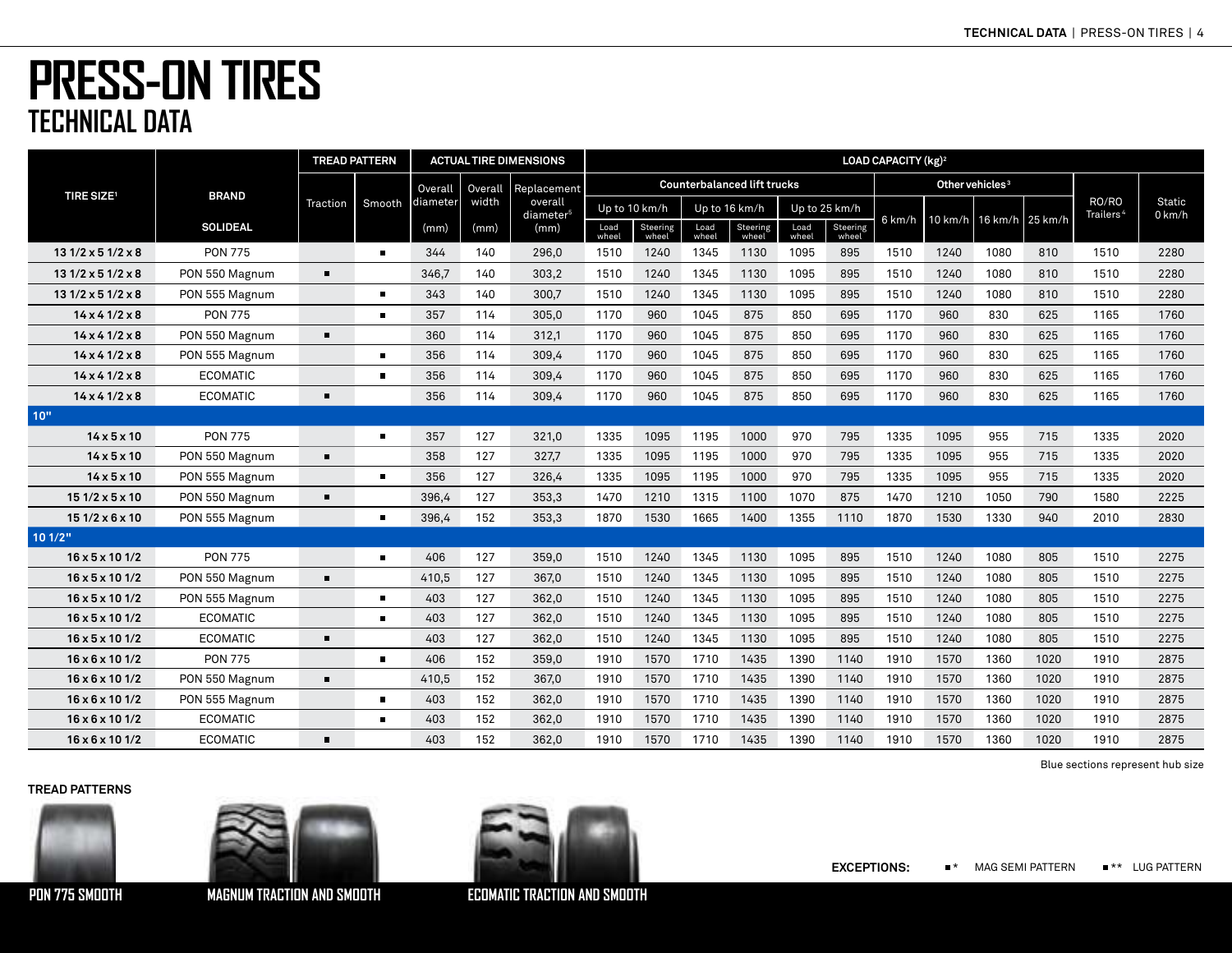# PRESS-ON TIRES

## TECHNICAL DATA

| TIRE SIZE[1] | BRAND | TREAD PATTERN | | ACTUAL TIRE DIMENSIONS | | | LOAD CAPACITY (kg)[2] | | | | | | | | | | | |
|---|---|---|---|---|---|---|---|---|---|---|---|---|---|---|---|---|---|---|
| | | | | | | | Counterbalanced lift trucks | | | | | | Other vehicles[3] | | | | | |
| | | Traction | Smooth | Overall diameter | Overall width | Replacement overall diameter[5] | Up to 10 km/h | | Up to 16 km/h | | Up to 25 km/h | | 6 km/h | 10 km/h | 16 km/h | 25 km/h | RO/RO Trailers[4] | Static 0 km/h |
| | SOLIDEAL | | | (mm) | (mm) | (mm) | Load wheel | Steering wheel | Load wheel | Steering wheel | Load wheel | Steering wheel | | | | | | |
| 13 1/2 x 5 1/2 x 8 | PON 775 | | ■ | 344 | 140 | 296,0 | 1510 | 1240 | 1345 | 1130 | 1095 | 895 | 1510 | 1240 | 1080 | 810 | 1510 | 2280 |
| 13 1/2 x 5 1/2 x 8 | PON 550 Magnum | ■ | | 346,7 | 140 | 303,2 | 1510 | 1240 | 1345 | 1130 | 1095 | 895 | 1510 | 1240 | 1080 | 810 | 1510 | 2280 |
| 13 1/2 x 5 1/2 x 8 | PON 555 Magnum | | ■ | 343 | 140 | 300,7 | 1510 | 1240 | 1345 | 1130 | 1095 | 895 | 1510 | 1240 | 1080 | 810 | 1510 | 2280 |
| 14 x 4 1/2 x 8 | PON 775 | | ■ | 357 | 114 | 305,0 | 1170 | 960 | 1045 | 875 | 850 | 695 | 1170 | 960 | 830 | 625 | 1165 | 1760 |
| 14 x 4 1/2 x 8 | PON 550 Magnum | ■ | | 360 | 114 | 312,1 | 1170 | 960 | 1045 | 875 | 850 | 695 | 1170 | 960 | 830 | 625 | 1165 | 1760 |
| 14 x 4 1/2 x 8 | PON 555 Magnum | | ■ | 356 | 114 | 309,4 | 1170 | 960 | 1045 | 875 | 850 | 695 | 1170 | 960 | 830 | 625 | 1165 | 1760 |
| 14 x 4 1/2 x 8 | ECOMATIC | | ■ | 356 | 114 | 309,4 | 1170 | 960 | 1045 | 875 | 850 | 695 | 1170 | 960 | 830 | 625 | 1165 | 1760 |
| 14 x 4 1/2 x 8 | ECOMATIC | ■ | | 356 | 114 | 309,4 | 1170 | 960 | 1045 | 875 | 850 | 695 | 1170 | 960 | 830 | 625 | 1165 | 1760 |
| **10"** | | | | | | | | | | | | | | | | | | |
| 14 x 5 x 10 | PON 775 | | ■ | 357 | 127 | 321,0 | 1335 | 1095 | 1195 | 1000 | 970 | 795 | 1335 | 1095 | 955 | 715 | 1335 | 2020 |
| 14 x 5 x 10 | PON 550 Magnum | ■ | | 358 | 127 | 327,7 | 1335 | 1095 | 1195 | 1000 | 970 | 795 | 1335 | 1095 | 955 | 715 | 1335 | 2020 |
| 14 x 5 x 10 | PON 555 Magnum | | ■ | 356 | 127 | 326,4 | 1335 | 1095 | 1195 | 1000 | 970 | 795 | 1335 | 1095 | 955 | 715 | 1335 | 2020 |
| 15 1/2 x 5 x 10 | PON 550 Magnum | ■ | | 396,4 | 127 | 353,3 | 1470 | 1210 | 1315 | 1100 | 1070 | 875 | 1470 | 1210 | 1050 | 790 | 1580 | 2225 |
| 15 1/2 x 6 x 10 | PON 555 Magnum | | ■ | 396,4 | 152 | 353,3 | 1870 | 1530 | 1665 | 1400 | 1355 | 1110 | 1870 | 1530 | 1330 | 940 | 2010 | 2830 |
| **10 1/2"** | | | | | | | | | | | | | | | | | | |
| 16 x 5 x 10 1/2 | PON 775 | | ■ | 406 | 127 | 359,0 | 1510 | 1240 | 1345 | 1130 | 1095 | 895 | 1510 | 1240 | 1080 | 805 | 1510 | 2275 |
| 16 x 5 x 10 1/2 | PON 550 Magnum | ■ | | 410,5 | 127 | 367,0 | 1510 | 1240 | 1345 | 1130 | 1095 | 895 | 1510 | 1240 | 1080 | 805 | 1510 | 2275 |
| 16 x 5 x 10 1/2 | PON 555 Magnum | | ■ | 403 | 127 | 362,0 | 1510 | 1240 | 1345 | 1130 | 1095 | 895 | 1510 | 1240 | 1080 | 805 | 1510 | 2275 |
| 16 x 5 x 10 1/2 | ECOMATIC | | ■ | 403 | 127 | 362,0 | 1510 | 1240 | 1345 | 1130 | 1095 | 895 | 1510 | 1240 | 1080 | 805 | 1510 | 2275 |
| 16 x 5 x 10 1/2 | ECOMATIC | ■ | | 403 | 127 | 362,0 | 1510 | 1240 | 1345 | 1130 | 1095 | 895 | 1510 | 1240 | 1080 | 805 | 1510 | 2275 |
| 16 x 6 x 10 1/2 | PON 775 | | ■ | 406 | 152 | 359,0 | 1910 | 1570 | 1710 | 1435 | 1390 | 1140 | 1910 | 1570 | 1360 | 1020 | 1910 | 2875 |
| 16 x 6 x 10 1/2 | PON 550 Magnum | ■ | | 410,5 | 152 | 367,0 | 1910 | 1570 | 1710 | 1435 | 1390 | 1140 | 1910 | 1570 | 1360 | 1020 | 1910 | 2875 |
| 16 x 6 x 10 1/2 | PON 555 Magnum | | ■ | 403 | 152 | 362,0 | 1910 | 1570 | 1710 | 1435 | 1390 | 1140 | 1910 | 1570 | 1360 | 1020 | 1910 | 2875 |
| 16 x 6 x 10 1/2 | ECOMATIC | | ■ | 403 | 152 | 362,0 | 1910 | 1570 | 1710 | 1435 | 1390 | 1140 | 1910 | 1570 | 1360 | 1020 | 1910 | 2875 |
| 16 x 6 x 10 1/2 | ECOMATIC | ■ | | 403 | 152 | 362,0 | 1910 | 1570 | 1710 | 1435 | 1390 | 1140 | 1910 | 1570 | 1360 | 1020 | 1910 | 2875 |

Blue sections represent hub size

**TREAD PATTERNS**

PON 775 SMOOTH

MAGNUM TRACTION AND SMOOTH

ECOMATIC TRACTION AND SMOOTH

**EXCEPTIONS:** ■* MAG SEMI PATTERN ■** LUG PATTERN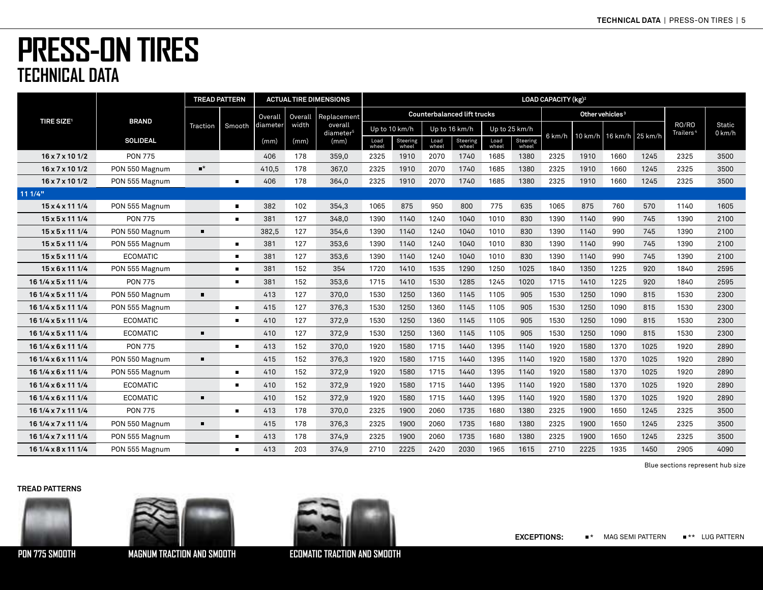# PRESS-ON TIRES
## TECHNICAL DATA

| TIRE SIZE[1] | BRAND | TREAD PATTERN | | ACTUAL TIRE DIMENSIONS | | | LOAD CAPACITY (kg)[2] | | | | | | | | | | | |
|---|---|---|---|---|---|---|---|---|---|---|---|---|---|---|---|---|---|---|
| | | Traction | Smooth | Overall diameter | Overall width | Replacement overall diameter[5] | Counterbalanced lift trucks | | | | | | Other vehicles[3] | | | | RO/RO Trailers[4] | Static 0 km/h |
| | | | | | | | Up to 10 km/h | | Up to 16 km/h | | Up to 25 km/h | | 6 km/h | 10 km/h | 16 km/h | 25 km/h | | |
| | SOLIDEAL | | | (mm) | (mm) | (mm) | Load wheel | Steering wheel | Load wheel | Steering wheel | Load wheel | Steering wheel | | | | | | |
| 16 x 7 x 10 1/2 | PON 775 | | | 406 | 178 | 359,0 | 2325 | 1910 | 2070 | 1740 | 1685 | 1380 | 2325 | 1910 | 1660 | 1245 | 2325 | 3500 |
| 16 x 7 x 10 1/2 | PON 550 Magnum | ■* | | 410,5 | 178 | 367,0 | 2325 | 1910 | 2070 | 1740 | 1685 | 1380 | 2325 | 1910 | 1660 | 1245 | 2325 | 3500 |
| 16 x 7 x 10 1/2 | PON 555 Magnum | | ■ | 406 | 178 | 364,0 | 2325 | 1910 | 2070 | 1740 | 1685 | 1380 | 2325 | 1910 | 1660 | 1245 | 2325 | 3500 |
| 11 1/4" | | | | | | | | | | | | | | | | | | |
| 15 x 4 x 11 1/4 | PON 555 Magnum | | ■ | 382 | 102 | 354,3 | 1065 | 875 | 950 | 800 | 775 | 635 | 1065 | 875 | 760 | 570 | 1140 | 1605 |
| 15 x 5 x 11 1/4 | PON 775 | | ■ | 381 | 127 | 348,0 | 1390 | 1140 | 1240 | 1040 | 1010 | 830 | 1390 | 1140 | 990 | 745 | 1390 | 2100 |
| 15 x 5 x 11 1/4 | PON 550 Magnum | ■ | | 382,5 | 127 | 354,6 | 1390 | 1140 | 1240 | 1040 | 1010 | 830 | 1390 | 1140 | 990 | 745 | 1390 | 2100 |
| 15 x 5 x 11 1/4 | PON 555 Magnum | | ■ | 381 | 127 | 353,6 | 1390 | 1140 | 1240 | 1040 | 1010 | 830 | 1390 | 1140 | 990 | 745 | 1390 | 2100 |
| 15 x 5 x 11 1/4 | ECOMATIC | | ■ | 381 | 127 | 353,6 | 1390 | 1140 | 1240 | 1040 | 1010 | 830 | 1390 | 1140 | 990 | 745 | 1390 | 2100 |
| 15 x 6 x 11 1/4 | PON 555 Magnum | | ■ | 381 | 152 | 354 | 1720 | 1410 | 1535 | 1290 | 1250 | 1025 | 1840 | 1350 | 1225 | 920 | 1840 | 2595 |
| 16 1/4 x 5 x 11 1/4 | PON 775 | | ■ | 381 | 152 | 353,6 | 1715 | 1410 | 1530 | 1285 | 1245 | 1020 | 1715 | 1410 | 1225 | 920 | 1840 | 2595 |
| 16 1/4 x 5 x 11 1/4 | PON 550 Magnum | ■ | | 413 | 127 | 370,0 | 1530 | 1250 | 1360 | 1145 | 1105 | 905 | 1530 | 1250 | 1090 | 815 | 1530 | 2300 |
| 16 1/4 x 5 x 11 1/4 | PON 555 Magnum | | ■ | 415 | 127 | 376,3 | 1530 | 1250 | 1360 | 1145 | 1105 | 905 | 1530 | 1250 | 1090 | 815 | 1530 | 2300 |
| 16 1/4 x 5 x 11 1/4 | ECOMATIC | | ■ | 410 | 127 | 372,9 | 1530 | 1250 | 1360 | 1145 | 1105 | 905 | 1530 | 1250 | 1090 | 815 | 1530 | 2300 |
| 16 1/4 x 5 x 11 1/4 | ECOMATIC | ■ | | 410 | 127 | 372,9 | 1530 | 1250 | 1360 | 1145 | 1105 | 905 | 1530 | 1250 | 1090 | 815 | 1530 | 2300 |
| 16 1/4 x 6 x 11 1/4 | PON 775 | | ■ | 413 | 152 | 370,0 | 1920 | 1580 | 1715 | 1440 | 1395 | 1140 | 1920 | 1580 | 1370 | 1025 | 1920 | 2890 |
| 16 1/4 x 6 x 11 1/4 | PON 550 Magnum | ■ | | 415 | 152 | 376,3 | 1920 | 1580 | 1715 | 1440 | 1395 | 1140 | 1920 | 1580 | 1370 | 1025 | 1920 | 2890 |
| 16 1/4 x 6 x 11 1/4 | PON 555 Magnum | | ■ | 410 | 152 | 372,9 | 1920 | 1580 | 1715 | 1440 | 1395 | 1140 | 1920 | 1580 | 1370 | 1025 | 1920 | 2890 |
| 16 1/4 x 6 x 11 1/4 | ECOMATIC | | ■ | 410 | 152 | 372,9 | 1920 | 1580 | 1715 | 1440 | 1395 | 1140 | 1920 | 1580 | 1370 | 1025 | 1920 | 2890 |
| 16 1/4 x 6 x 11 1/4 | ECOMATIC | ■ | | 410 | 152 | 372,9 | 1920 | 1580 | 1715 | 1440 | 1395 | 1140 | 1920 | 1580 | 1370 | 1025 | 1920 | 2890 |
| 16 1/4 x 7 x 11 1/4 | PON 775 | | ■ | 413 | 178 | 370,0 | 2325 | 1900 | 2060 | 1735 | 1680 | 1380 | 2325 | 1900 | 1650 | 1245 | 2325 | 3500 |
| 16 1/4 x 7 x 11 1/4 | PON 550 Magnum | ■ | | 415 | 178 | 376,3 | 2325 | 1900 | 2060 | 1735 | 1680 | 1380 | 2325 | 1900 | 1650 | 1245 | 2325 | 3500 |
| 16 1/4 x 7 x 11 1/4 | PON 555 Magnum | | ■ | 413 | 178 | 374,9 | 2325 | 1900 | 2060 | 1735 | 1680 | 1380 | 2325 | 1900 | 1650 | 1245 | 2325 | 3500 |
| 16 1/4 x 8 x 11 1/4 | PON 555 Magnum | | ■ | 413 | 203 | 374,9 | 2710 | 2225 | 2420 | 2030 | 1965 | 1615 | 2710 | 2225 | 1935 | 1450 | 2905 | 4090 |

Blue sections represent hub size

**TREAD PATTERNS**

PON 775 SMOOTH

MAGNUM TRACTION AND SMOOTH

ECOMATIC TRACTION AND SMOOTH

**EXCEPTIONS:** ■* MAG SEMI PATTERN ■** LUG PATTERN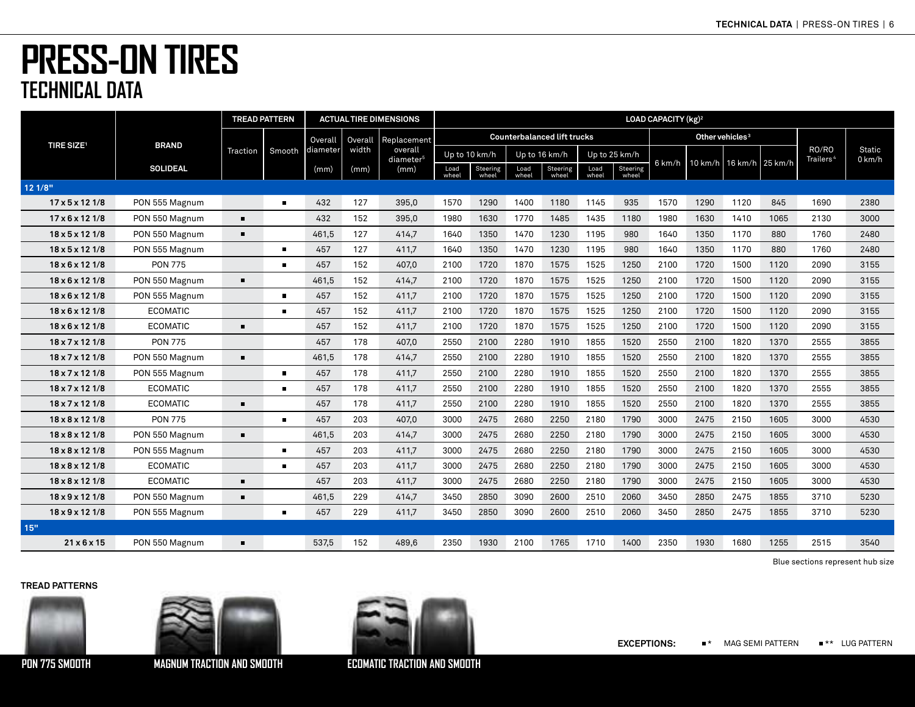# PRESS-ON TIRES
## TECHNICAL DATA

| TIRE SIZE[1] | BRAND | TREAD PATTERN | | ACTUAL TIRE DIMENSIONS | | | LOAD CAPACITY (kg)[2] | | | | | | | | | | | |
|---|---|---|---|---|---|---|---|---|---|---|---|---|---|---|---|---|---|---|
| | | | | | | | Counterbalanced lift trucks | | | | | | Other vehicles[3] | | | | | |
| | | | | | | | Up to 10 km/h | | Up to 16 km/h | | Up to 25 km/h | | | | | | | |
| | SOLIDEAL | Traction | Smooth | Overall diameter (mm) | Overall width (mm) | Replacement overall diameter[5] (mm) | Load wheel | Steering wheel | Load wheel | Steering wheel | Load wheel | Steering wheel | 6 km/h | 10 km/h | 16 km/h | 25 km/h | RO/RO Trailers[4] | Static 0 km/h |
| **12 1/8"** | | | | | | | | | | | | | | | | | | |
| 17 x 5 x 12 1/8 | PON 555 Magnum | | ■ | 432 | 127 | 395,0 | 1570 | 1290 | 1400 | 1180 | 1145 | 935 | 1570 | 1290 | 1120 | 845 | 1690 | 2380 |
| 17 x 6 x 12 1/8 | PON 550 Magnum | ■ | | 432 | 152 | 395,0 | 1980 | 1630 | 1770 | 1485 | 1435 | 1180 | 1980 | 1630 | 1410 | 1065 | 2130 | 3000 |
| 18 x 5 x 12 1/8 | PON 550 Magnum | ■ | | 461,5 | 127 | 414,7 | 1640 | 1350 | 1470 | 1230 | 1195 | 980 | 1640 | 1350 | 1170 | 880 | 1760 | 2480 |
| 18 x 5 x 12 1/8 | PON 555 Magnum | | ■ | 457 | 127 | 411,7 | 1640 | 1350 | 1470 | 1230 | 1195 | 980 | 1640 | 1350 | 1170 | 880 | 1760 | 2480 |
| 18 x 6 x 12 1/8 | PON 775 | | ■ | 457 | 152 | 407,0 | 2100 | 1720 | 1870 | 1575 | 1525 | 1250 | 2100 | 1720 | 1500 | 1120 | 2090 | 3155 |
| 18 x 6 x 12 1/8 | PON 550 Magnum | ■ | | 461,5 | 152 | 414,7 | 2100 | 1720 | 1870 | 1575 | 1525 | 1250 | 2100 | 1720 | 1500 | 1120 | 2090 | 3155 |
| 18 x 6 x 12 1/8 | PON 555 Magnum | | ■ | 457 | 152 | 411,7 | 2100 | 1720 | 1870 | 1575 | 1525 | 1250 | 2100 | 1720 | 1500 | 1120 | 2090 | 3155 |
| 18 x 6 x 12 1/8 | ECOMATIC | | ■ | 457 | 152 | 411,7 | 2100 | 1720 | 1870 | 1575 | 1525 | 1250 | 2100 | 1720 | 1500 | 1120 | 2090 | 3155 |
| 18 x 6 x 12 1/8 | ECOMATIC | ■ | | 457 | 152 | 411,7 | 2100 | 1720 | 1870 | 1575 | 1525 | 1250 | 2100 | 1720 | 1500 | 1120 | 2090 | 3155 |
| 18 x 7 x 12 1/8 | PON 775 | | | 457 | 178 | 407,0 | 2550 | 2100 | 2280 | 1910 | 1855 | 1520 | 2550 | 2100 | 1820 | 1370 | 2555 | 3855 |
| 18 x 7 x 12 1/8 | PON 550 Magnum | ■ | | 461,5 | 178 | 414,7 | 2550 | 2100 | 2280 | 1910 | 1855 | 1520 | 2550 | 2100 | 1820 | 1370 | 2555 | 3855 |
| 18 x 7 x 12 1/8 | PON 555 Magnum | | ■ | 457 | 178 | 411,7 | 2550 | 2100 | 2280 | 1910 | 1855 | 1520 | 2550 | 2100 | 1820 | 1370 | 2555 | 3855 |
| 18 x 7 x 12 1/8 | ECOMATIC | | ■ | 457 | 178 | 411,7 | 2550 | 2100 | 2280 | 1910 | 1855 | 1520 | 2550 | 2100 | 1820 | 1370 | 2555 | 3855 |
| 18 x 7 x 12 1/8 | ECOMATIC | ■ | | 457 | 178 | 411,7 | 2550 | 2100 | 2280 | 1910 | 1855 | 1520 | 2550 | 2100 | 1820 | 1370 | 2555 | 3855 |
| 18 x 8 x 12 1/8 | PON 775 | | ■ | 457 | 203 | 407,0 | 3000 | 2475 | 2680 | 2250 | 2180 | 1790 | 3000 | 2475 | 2150 | 1605 | 3000 | 4530 |
| 18 x 8 x 12 1/8 | PON 550 Magnum | ■ | | 461,5 | 203 | 414,7 | 3000 | 2475 | 2680 | 2250 | 2180 | 1790 | 3000 | 2475 | 2150 | 1605 | 3000 | 4530 |
| 18 x 8 x 12 1/8 | PON 555 Magnum | | ■ | 457 | 203 | 411,7 | 3000 | 2475 | 2680 | 2250 | 2180 | 1790 | 3000 | 2475 | 2150 | 1605 | 3000 | 4530 |
| 18 x 8 x 12 1/8 | ECOMATIC | | ■ | 457 | 203 | 411,7 | 3000 | 2475 | 2680 | 2250 | 2180 | 1790 | 3000 | 2475 | 2150 | 1605 | 3000 | 4530 |
| 18 x 8 x 12 1/8 | ECOMATIC | ■ | | 457 | 203 | 411,7 | 3000 | 2475 | 2680 | 2250 | 2180 | 1790 | 3000 | 2475 | 2150 | 1605 | 3000 | 4530 |
| 18 x 9 x 12 1/8 | PON 550 Magnum | ■ | | 461,5 | 229 | 414,7 | 3450 | 2850 | 3090 | 2600 | 2510 | 2060 | 3450 | 2850 | 2475 | 1855 | 3710 | 5230 |
| 18 x 9 x 12 1/8 | PON 555 Magnum | | ■ | 457 | 229 | 411,7 | 3450 | 2850 | 3090 | 2600 | 2510 | 2060 | 3450 | 2850 | 2475 | 1855 | 3710 | 5230 |
| **15"** | | | | | | | | | | | | | | | | | | |
| 21 x 6 x 15 | PON 550 Magnum | ■ | | 537,5 | 152 | 489,6 | 2350 | 1930 | 2100 | 1765 | 1710 | 1400 | 2350 | 1930 | 1680 | 1255 | 2515 | 3540 |

Blue sections represent hub size

**TREAD PATTERNS**

PON 775 SMOOTH

MAGNUM TRACTION AND SMOOTH

ECOMATIC TRACTION AND SMOOTH

**EXCEPTIONS:** ■* MAG SEMI PATTERN ■** LUG PATTERN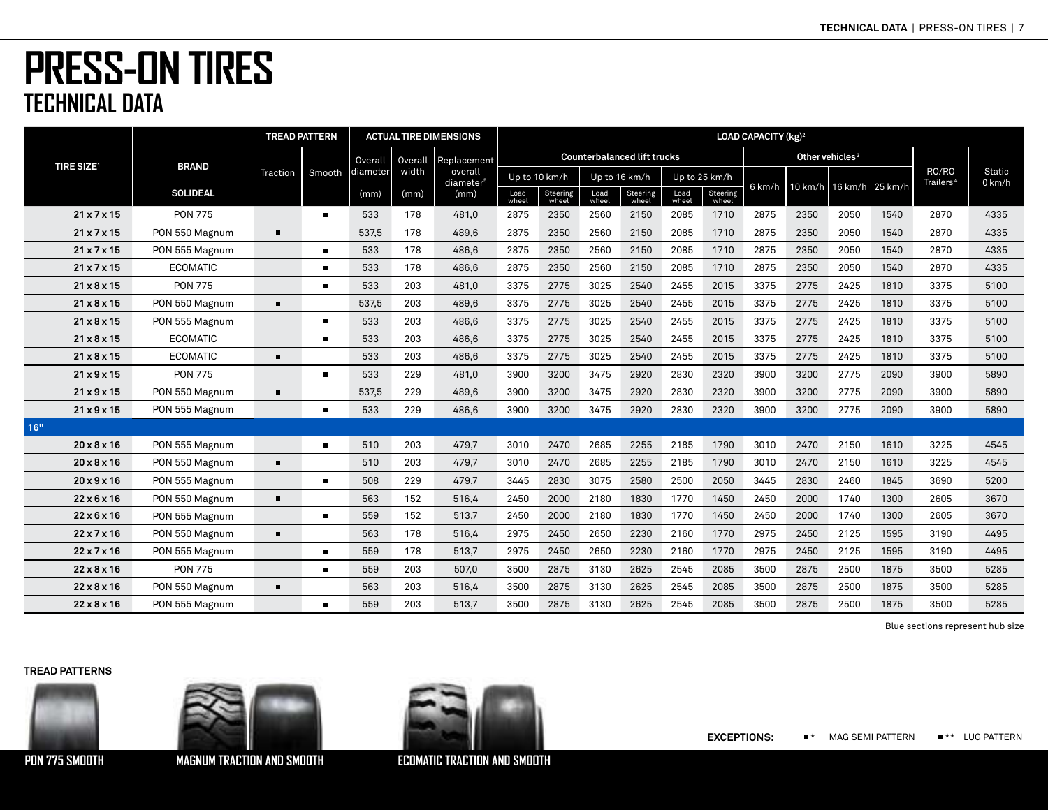# PRESS-ON TIRES
## TECHNICAL DATA

| TIRE SIZE[1] | BRAND | TREAD PATTERN | | ACTUAL TIRE DIMENSIONS | | | LOAD CAPACITY (kg)[2] | | | | | | | | | | | |
|---|---|---|---|---|---|---|---|---|---|---|---|---|---|---|---|---|---|---|
| | | | | | | | Counterbalanced lift trucks | | | | | | Other vehicles[3] | | | | RO/RO Trailers[4] | Static 0 km/h |
| | | | | | | | Up to 10 km/h | | Up to 16 km/h | | Up to 25 km/h | | 6 km/h | 10 km/h | 16 km/h | 25 km/h | | |
| | SOLIDEAL | Traction | Smooth | Overall diameter (mm) | Overall width (mm) | Replacement overall diameter[5] (mm) | Load wheel | Steering wheel | Load wheel | Steering wheel | Load wheel | Steering wheel | | | | | | |
| 21 x 7 x 15 | PON 775 | | ■ | 533 | 178 | 481,0 | 2875 | 2350 | 2560 | 2150 | 2085 | 1710 | 2875 | 2350 | 2050 | 1540 | 2870 | 4335 |
| 21 x 7 x 15 | PON 550 Magnum | ■ | | 537,5 | 178 | 489,6 | 2875 | 2350 | 2560 | 2150 | 2085 | 1710 | 2875 | 2350 | 2050 | 1540 | 2870 | 4335 |
| 21 x 7 x 15 | PON 555 Magnum | | ■ | 533 | 178 | 486,6 | 2875 | 2350 | 2560 | 2150 | 2085 | 1710 | 2875 | 2350 | 2050 | 1540 | 2870 | 4335 |
| 21 x 7 x 15 | ECOMATIC | | ■ | 533 | 178 | 486,6 | 2875 | 2350 | 2560 | 2150 | 2085 | 1710 | 2875 | 2350 | 2050 | 1540 | 2870 | 4335 |
| 21 x 8 x 15 | PON 775 | | ■ | 533 | 203 | 481,0 | 3375 | 2775 | 3025 | 2540 | 2455 | 2015 | 3375 | 2775 | 2425 | 1810 | 3375 | 5100 |
| 21 x 8 x 15 | PON 550 Magnum | ■ | | 537,5 | 203 | 489,6 | 3375 | 2775 | 3025 | 2540 | 2455 | 2015 | 3375 | 2775 | 2425 | 1810 | 3375 | 5100 |
| 21 x 8 x 15 | PON 555 Magnum | | ■ | 533 | 203 | 486,6 | 3375 | 2775 | 3025 | 2540 | 2455 | 2015 | 3375 | 2775 | 2425 | 1810 | 3375 | 5100 |
| 21 x 8 x 15 | ECOMATIC | | ■ | 533 | 203 | 486,6 | 3375 | 2775 | 3025 | 2540 | 2455 | 2015 | 3375 | 2775 | 2425 | 1810 | 3375 | 5100 |
| 21 x 8 x 15 | ECOMATIC | ■ | | 533 | 203 | 486,6 | 3375 | 2775 | 3025 | 2540 | 2455 | 2015 | 3375 | 2775 | 2425 | 1810 | 3375 | 5100 |
| 21 x 9 x 15 | PON 775 | | ■ | 533 | 229 | 481,0 | 3900 | 3200 | 3475 | 2920 | 2830 | 2320 | 3900 | 3200 | 2775 | 2090 | 3900 | 5890 |
| 21 x 9 x 15 | PON 550 Magnum | ■ | | 537,5 | 229 | 489,6 | 3900 | 3200 | 3475 | 2920 | 2830 | 2320 | 3900 | 3200 | 2775 | 2090 | 3900 | 5890 |
| 21 x 9 x 15 | PON 555 Magnum | | ■ | 533 | 229 | 486,6 | 3900 | 3200 | 3475 | 2920 | 2830 | 2320 | 3900 | 3200 | 2775 | 2090 | 3900 | 5890 |
| 16" | | | | | | | | | | | | | | | | | | |
| 20 x 8 x 16 | PON 555 Magnum | | ■ | 510 | 203 | 479,7 | 3010 | 2470 | 2685 | 2255 | 2185 | 1790 | 3010 | 2470 | 2150 | 1610 | 3225 | 4545 |
| 20 x 8 x 16 | PON 550 Magnum | ■ | | 510 | 203 | 479,7 | 3010 | 2470 | 2685 | 2255 | 2185 | 1790 | 3010 | 2470 | 2150 | 1610 | 3225 | 4545 |
| 20 x 9 x 16 | PON 555 Magnum | | ■ | 508 | 229 | 479,7 | 3445 | 2830 | 3075 | 2580 | 2500 | 2050 | 3445 | 2830 | 2460 | 1845 | 3690 | 5200 |
| 22 x 6 x 16 | PON 550 Magnum | ■ | | 563 | 152 | 516,4 | 2450 | 2000 | 2180 | 1830 | 1770 | 1450 | 2450 | 2000 | 1740 | 1300 | 2605 | 3670 |
| 22 x 6 x 16 | PON 555 Magnum | | ■ | 559 | 152 | 513,7 | 2450 | 2000 | 2180 | 1830 | 1770 | 1450 | 2450 | 2000 | 1740 | 1300 | 2605 | 3670 |
| 22 x 7 x 16 | PON 550 Magnum | ■ | | 563 | 178 | 516,4 | 2975 | 2450 | 2650 | 2230 | 2160 | 1770 | 2975 | 2450 | 2125 | 1595 | 3190 | 4495 |
| 22 x 7 x 16 | PON 555 Magnum | | ■ | 559 | 178 | 513,7 | 2975 | 2450 | 2650 | 2230 | 2160 | 1770 | 2975 | 2450 | 2125 | 1595 | 3190 | 4495 |
| 22 x 8 x 16 | PON 775 | | ■ | 559 | 203 | 507,0 | 3500 | 2875 | 3130 | 2625 | 2545 | 2085 | 3500 | 2875 | 2500 | 1875 | 3500 | 5285 |
| 22 x 8 x 16 | PON 550 Magnum | ■ | | 563 | 203 | 516,4 | 3500 | 2875 | 3130 | 2625 | 2545 | 2085 | 3500 | 2875 | 2500 | 1875 | 3500 | 5285 |
| 22 x 8 x 16 | PON 555 Magnum | | ■ | 559 | 203 | 513,7 | 3500 | 2875 | 3130 | 2625 | 2545 | 2085 | 3500 | 2875 | 2500 | 1875 | 3500 | 5285 |

Blue sections represent hub size

**TREAD PATTERNS**

PON 775 SMOOTH

MAGNUM TRACTION AND SMOOTH

ECOMATIC TRACTION AND SMOOTH

**EXCEPTIONS:** ■* MAG SEMI PATTERN ■** LUG PATTERN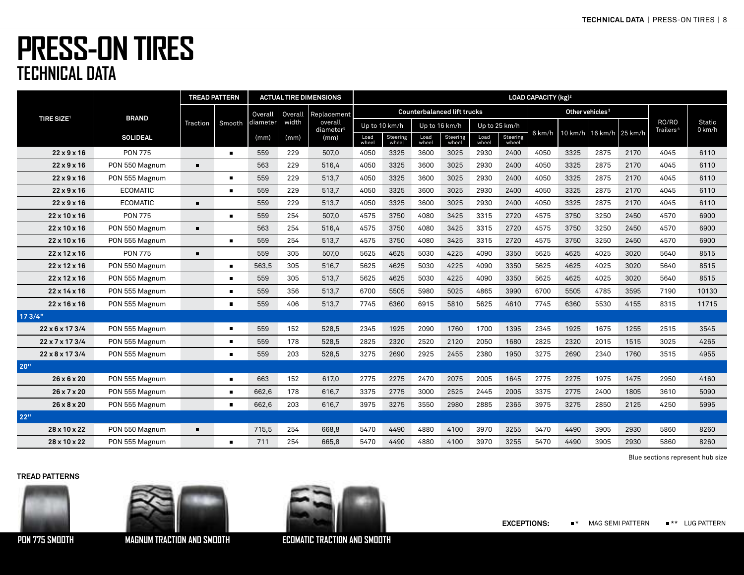# PRESS-ON TIRES

## TECHNICAL DATA

| TIRE SIZE[1] | BRAND | TREAD PATTERN | | ACTUAL TIRE DIMENSIONS | | | LOAD CAPACITY (kg)[2] | | | | | | | | | | | |
|---|---|---|---|---|---|---|---|---|---|---|---|---|---|---|---|---|---|---|
| | | | | | | | Counterbalanced lift trucks | | | | | | Other vehicles[3] | | | | | |
| | | Traction | Smooth | Overall diameter | Overall width | Replacement overall diameter[5] | Up to 10 km/h | | Up to 16 km/h | | Up to 25 km/h | | 6 km/h | 10 km/h | 16 km/h | 25 km/h | RO/RO Trailers[4] | Static 0 km/h |
| | SOLIDEAL | | | (mm) | (mm) | (mm) | Load wheel | Steering wheel | Load wheel | Steering wheel | Load wheel | Steering wheel | | | | | | |
| 22 x 9 x 16 | PON 775 | | ■ | 559 | 229 | 507,0 | 4050 | 3325 | 3600 | 3025 | 2930 | 2400 | 4050 | 3325 | 2875 | 2170 | 4045 | 6110 |
| 22 x 9 x 16 | PON 550 Magnum | ■ | | 563 | 229 | 516,4 | 4050 | 3325 | 3600 | 3025 | 2930 | 2400 | 4050 | 3325 | 2875 | 2170 | 4045 | 6110 |
| 22 x 9 x 16 | PON 555 Magnum | | ■ | 559 | 229 | 513,7 | 4050 | 3325 | 3600 | 3025 | 2930 | 2400 | 4050 | 3325 | 2875 | 2170 | 4045 | 6110 |
| 22 x 9 x 16 | ECOMATIC | | ■ | 559 | 229 | 513,7 | 4050 | 3325 | 3600 | 3025 | 2930 | 2400 | 4050 | 3325 | 2875 | 2170 | 4045 | 6110 |
| 22 x 9 x 16 | ECOMATIC | ■ | | 559 | 229 | 513,7 | 4050 | 3325 | 3600 | 3025 | 2930 | 2400 | 4050 | 3325 | 2875 | 2170 | 4045 | 6110 |
| 22 x 10 x 16 | PON 775 | | ■ | 559 | 254 | 507,0 | 4575 | 3750 | 4080 | 3425 | 3315 | 2720 | 4575 | 3750 | 3250 | 2450 | 4570 | 6900 |
| 22 x 10 x 16 | PON 550 Magnum | ■ | | 563 | 254 | 516,4 | 4575 | 3750 | 4080 | 3425 | 3315 | 2720 | 4575 | 3750 | 3250 | 2450 | 4570 | 6900 |
| 22 x 10 x 16 | PON 555 Magnum | | ■ | 559 | 254 | 513,7 | 4575 | 3750 | 4080 | 3425 | 3315 | 2720 | 4575 | 3750 | 3250 | 2450 | 4570 | 6900 |
| 22 x 12 x 16 | PON 775 | ■ | | 559 | 305 | 507,0 | 5625 | 4625 | 5030 | 4225 | 4090 | 3350 | 5625 | 4625 | 4025 | 3020 | 5640 | 8515 |
| 22 x 12 x 16 | PON 550 Magnum | | ■ | 563,5 | 305 | 516,7 | 5625 | 4625 | 5030 | 4225 | 4090 | 3350 | 5625 | 4625 | 4025 | 3020 | 5640 | 8515 |
| 22 x 12 x 16 | PON 555 Magnum | | ■ | 559 | 305 | 513,7 | 5625 | 4625 | 5030 | 4225 | 4090 | 3350 | 5625 | 4625 | 4025 | 3020 | 5640 | 8515 |
| 22 x 14 x 16 | PON 555 Magnum | | ■ | 559 | 356 | 513,7 | 6700 | 5505 | 5980 | 5025 | 4865 | 3990 | 6700 | 5505 | 4785 | 3595 | 7190 | 10130 |
| 22 x 16 x 16 | PON 555 Magnum | | ■ | 559 | 406 | 513,7 | 7745 | 6360 | 6915 | 5810 | 5625 | 4610 | 7745 | 6360 | 5530 | 4155 | 8315 | 11715 |
| **17 3/4"** | | | | | | | | | | | | | | | | | | |
| 22 x 6 x 17 3/4 | PON 555 Magnum | | ■ | 559 | 152 | 528,5 | 2345 | 1925 | 2090 | 1760 | 1700 | 1395 | 2345 | 1925 | 1675 | 1255 | 2515 | 3545 |
| 22 x 7 x 17 3/4 | PON 555 Magnum | | ■ | 559 | 178 | 528,5 | 2825 | 2320 | 2520 | 2120 | 2050 | 1680 | 2825 | 2320 | 2015 | 1515 | 3025 | 4265 |
| 22 x 8 x 17 3/4 | PON 555 Magnum | | ■ | 559 | 203 | 528,5 | 3275 | 2690 | 2925 | 2455 | 2380 | 1950 | 3275 | 2690 | 2340 | 1760 | 3515 | 4955 |
| **20"** | | | | | | | | | | | | | | | | | | |
| 26 x 6 x 20 | PON 555 Magnum | | ■ | 663 | 152 | 617,0 | 2775 | 2275 | 2470 | 2075 | 2005 | 1645 | 2775 | 2275 | 1975 | 1475 | 2950 | 4160 |
| 26 x 7 x 20 | PON 555 Magnum | | ■ | 662,6 | 178 | 616,7 | 3375 | 2775 | 3000 | 2525 | 2445 | 2005 | 3375 | 2775 | 2400 | 1805 | 3610 | 5090 |
| 26 x 8 x 20 | PON 555 Magnum | | ■ | 662,6 | 203 | 616,7 | 3975 | 3275 | 3550 | 2980 | 2885 | 2365 | 3975 | 3275 | 2850 | 2125 | 4250 | 5995 |
| **22"** | | | | | | | | | | | | | | | | | | |
| 28 x 10 x 22 | PON 550 Magnum | ■ | | 715,5 | 254 | 668,8 | 5470 | 4490 | 4880 | 4100 | 3970 | 3255 | 5470 | 4490 | 3905 | 2930 | 5860 | 8260 |
| 28 x 10 x 22 | PON 555 Magnum | | ■ | 711 | 254 | 665,8 | 5470 | 4490 | 4880 | 4100 | 3970 | 3255 | 5470 | 4490 | 3905 | 2930 | 5860 | 8260 |

Blue sections represent hub size

**TREAD PATTERNS**

PON 775 SMOOTH

MAGNUM TRACTION AND SMOOTH

ECOMATIC TRACTION AND SMOOTH

**EXCEPTIONS:** ■* MAG SEMI PATTERN ■** LUG PATTERN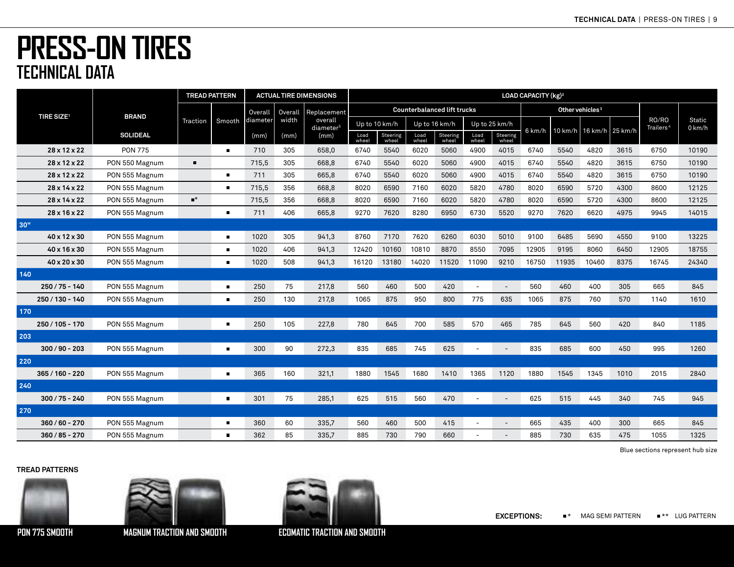# PRESS-ON TIRES
## TECHNICAL DATA

| TIRE SIZE[1] | BRAND SOLIDEAL | TREAD PATTERN Traction | TREAD PATTERN Smooth | Overall diameter (mm) | Overall width (mm) | Replacement overall diameter[5] (mm) | Counterbalanced lift trucks Up to 10 km/h Load wheel | Up to 10 km/h Steering wheel | Up to 16 km/h Load wheel | Up to 16 km/h Steering wheel | Up to 25 km/h Load wheel | Up to 25 km/h Steering wheel | Other vehicles[3] 6 km/h | 10 km/h | 16 km/h | 25 km/h | RO/RO Trailers[4] | Static 0 km/h |
|---|---|---|---|---|---|---|---|---|---|---|---|---|---|---|---|---|---|---|
| 28 x 12 x 22 | PON 775 | | ■ | 710 | 305 | 658,0 | 6740 | 5540 | 6020 | 5060 | 4900 | 4015 | 6740 | 5540 | 4820 | 3615 | 6750 | 10190 |
| 28 x 12 x 22 | PON 550 Magnum | ■ | | 715,5 | 305 | 668,8 | 6740 | 5540 | 6020 | 5060 | 4900 | 4015 | 6740 | 5540 | 4820 | 3615 | 6750 | 10190 |
| 28 x 12 x 22 | PON 555 Magnum | | ■ | 711 | 305 | 665,8 | 6740 | 5540 | 6020 | 5060 | 4900 | 4015 | 6740 | 5540 | 4820 | 3615 | 6750 | 10190 |
| 28 x 14 x 22 | PON 555 Magnum | | ■ | 715,5 | 356 | 668,8 | 8020 | 6590 | 7160 | 6020 | 5820 | 4780 | 8020 | 6590 | 5720 | 4300 | 8600 | 12125 |
| 28 x 14 x 22 | PON 555 Magnum | ■* | | 715,5 | 356 | 668,8 | 8020 | 6590 | 7160 | 6020 | 5820 | 4780 | 8020 | 6590 | 5720 | 4300 | 8600 | 12125 |
| 28 x 16 x 22 | PON 555 Magnum | | ■ | 711 | 406 | 665,8 | 9270 | 7620 | 8280 | 6950 | 6730 | 5520 | 9270 | 7620 | 6620 | 4975 | 9945 | 14015 |
| **30"** | | | | | | | | | | | | | | | | | | |
| 40 x 12 x 30 | PON 555 Magnum | | ■ | 1020 | 305 | 941,3 | 8760 | 7170 | 7620 | 6260 | 6030 | 5010 | 9100 | 6485 | 5690 | 4550 | 9100 | 13225 |
| 40 x 16 x 30 | PON 555 Magnum | | ■ | 1020 | 406 | 941,3 | 12420 | 10160 | 10810 | 8870 | 8550 | 7095 | 12905 | 9195 | 8060 | 6450 | 12905 | 18755 |
| 40 x 20 x 30 | PON 555 Magnum | | ■ | 1020 | 508 | 941,3 | 16120 | 13180 | 14020 | 11520 | 11090 | 9210 | 16750 | 11935 | 10460 | 8375 | 16745 | 24340 |
| **140** | | | | | | | | | | | | | | | | | | |
| 250 / 75 - 140 | PON 555 Magnum | | ■ | 250 | 75 | 217,8 | 560 | 460 | 500 | 420 | - | - | 560 | 460 | 400 | 305 | 665 | 845 |
| 250 / 130 - 140 | PON 555 Magnum | | ■ | 250 | 130 | 217,8 | 1065 | 875 | 950 | 800 | 775 | 635 | 1065 | 875 | 760 | 570 | 1140 | 1610 |
| **170** | | | | | | | | | | | | | | | | | | |
| 250 / 105 - 170 | PON 555 Magnum | | ■ | 250 | 105 | 227,8 | 780 | 645 | 700 | 585 | 570 | 465 | 785 | 645 | 560 | 420 | 840 | 1185 |
| **203** | | | | | | | | | | | | | | | | | | |
| 300 / 90 - 203 | PON 555 Magnum | | ■ | 300 | 90 | 272,3 | 835 | 685 | 745 | 625 | - | - | 835 | 685 | 600 | 450 | 995 | 1260 |
| **220** | | | | | | | | | | | | | | | | | | |
| 365 / 160 - 220 | PON 555 Magnum | | ■ | 365 | 160 | 321,1 | 1880 | 1545 | 1680 | 1410 | 1365 | 1120 | 1880 | 1545 | 1345 | 1010 | 2015 | 2840 |
| **240** | | | | | | | | | | | | | | | | | | |
| 300 / 75 - 240 | PON 555 Magnum | | ■ | 301 | 75 | 285,1 | 625 | 515 | 560 | 470 | - | - | 625 | 515 | 445 | 340 | 745 | 945 |
| **270** | | | | | | | | | | | | | | | | | | |
| 360 / 60 - 270 | PON 555 Magnum | | ■ | 360 | 60 | 335,7 | 560 | 460 | 500 | 415 | - | - | 665 | 435 | 400 | 300 | 665 | 845 |
| 360 / 85 - 270 | PON 555 Magnum | | ■ | 362 | 85 | 335,7 | 885 | 730 | 790 | 660 | - | - | 885 | 730 | 635 | 475 | 1055 | 1325 |

LOAD CAPACITY (kg)[2]

Blue sections represent hub size

**TREAD PATTERNS**

PON 775 SMOOTH

MAGNUM TRACTION AND SMOOTH

ECOMATIC TRACTION AND SMOOTH

**EXCEPTIONS:** ■* MAG SEMI PATTERN ■** LUG PATTERN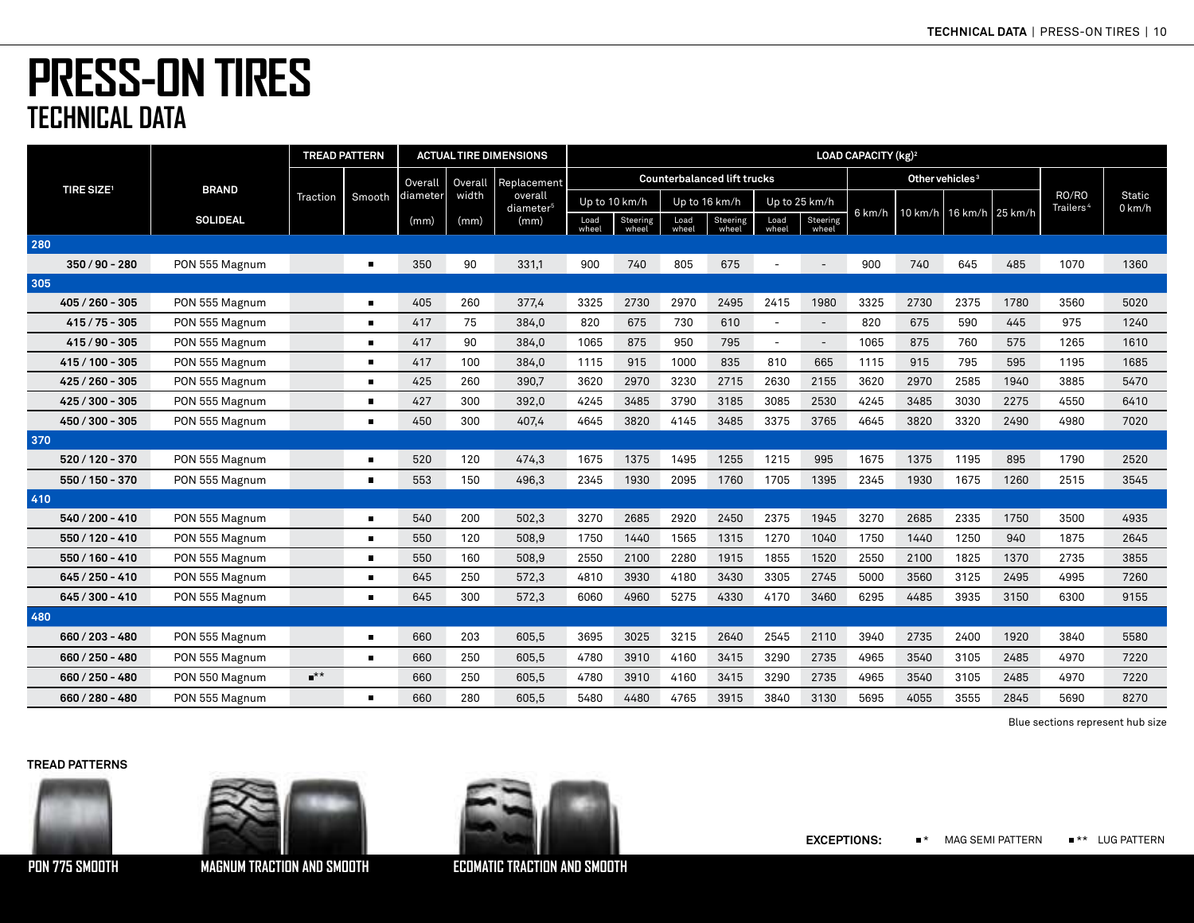# PRESS-ON TIRES

## TECHNICAL DATA

| TIRE SIZE[1] | BRAND | TREAD PATTERN | | ACTUAL TIRE DIMENSIONS | | | LOAD CAPACITY (kg)[2] | | | | | | | | | | | |
|---|---|---|---|---|---|---|---|---|---|---|---|---|---|---|---|---|---|---|
| | | | | | | | Counterbalanced lift trucks | | | | | | Other vehicles[3] | | | | | |
| | | Traction | Smooth | Overall diameter | Overall width | Replacement overall diameter[5] | Up to 10 km/h | | Up to 16 km/h | | Up to 25 km/h | | 6 km/h | 10 km/h | 16 km/h | 25 km/h | RO/RO Trailers[4] | Static 0 km/h |
| | SOLIDEAL | | | (mm) | (mm) | (mm) | Load wheel | Steering wheel | Load wheel | Steering wheel | Load wheel | Steering wheel | | | | | | |
| **280** | | | | | | | | | | | | | | | | | | |
| 350 / 90 - 280 | PON 555 Magnum | | ■ | 350 | 90 | 331,1 | 900 | 740 | 805 | 675 | - | - | 900 | 740 | 645 | 485 | 1070 | 1360 |
| **305** | | | | | | | | | | | | | | | | | | |
| 405 / 260 - 305 | PON 555 Magnum | | ■ | 405 | 260 | 377,4 | 3325 | 2730 | 2970 | 2495 | 2415 | 1980 | 3325 | 2730 | 2375 | 1780 | 3560 | 5020 |
| 415 / 75 - 305 | PON 555 Magnum | | ■ | 417 | 75 | 384,0 | 820 | 675 | 730 | 610 | - | - | 820 | 675 | 590 | 445 | 975 | 1240 |
| 415 / 90 - 305 | PON 555 Magnum | | ■ | 417 | 90 | 384,0 | 1065 | 875 | 950 | 795 | - | - | 1065 | 875 | 760 | 575 | 1265 | 1610 |
| 415 / 100 - 305 | PON 555 Magnum | | ■ | 417 | 100 | 384,0 | 1115 | 915 | 1000 | 835 | 810 | 665 | 1115 | 915 | 795 | 595 | 1195 | 1685 |
| 425 / 260 - 305 | PON 555 Magnum | | ■ | 425 | 260 | 390,7 | 3620 | 2970 | 3230 | 2715 | 2630 | 2155 | 3620 | 2970 | 2585 | 1940 | 3885 | 5470 |
| 425 / 300 - 305 | PON 555 Magnum | | ■ | 427 | 300 | 392,0 | 4245 | 3485 | 3790 | 3185 | 3085 | 2530 | 4245 | 3485 | 3030 | 2275 | 4550 | 6410 |
| 450 / 300 - 305 | PON 555 Magnum | | ■ | 450 | 300 | 407,4 | 4645 | 3820 | 4145 | 3485 | 3375 | 3765 | 4645 | 3820 | 3320 | 2490 | 4980 | 7020 |
| **370** | | | | | | | | | | | | | | | | | | |
| 520 / 120 - 370 | PON 555 Magnum | | ■ | 520 | 120 | 474,3 | 1675 | 1375 | 1495 | 1255 | 1215 | 995 | 1675 | 1375 | 1195 | 895 | 1790 | 2520 |
| 550 / 150 - 370 | PON 555 Magnum | | ■ | 553 | 150 | 496,3 | 2345 | 1930 | 2095 | 1760 | 1705 | 1395 | 2345 | 1930 | 1675 | 1260 | 2515 | 3545 |
| **410** | | | | | | | | | | | | | | | | | | |
| 540 / 200 - 410 | PON 555 Magnum | | ■ | 540 | 200 | 502,3 | 3270 | 2685 | 2920 | 2450 | 2375 | 1945 | 3270 | 2685 | 2335 | 1750 | 3500 | 4935 |
| 550 / 120 - 410 | PON 555 Magnum | | ■ | 550 | 120 | 508,9 | 1750 | 1440 | 1565 | 1315 | 1270 | 1040 | 1750 | 1440 | 1250 | 940 | 1875 | 2645 |
| 550 / 160 - 410 | PON 555 Magnum | | ■ | 550 | 160 | 508,9 | 2550 | 2100 | 2280 | 1915 | 1855 | 1520 | 2550 | 2100 | 1825 | 1370 | 2735 | 3855 |
| 645 / 250 - 410 | PON 555 Magnum | | ■ | 645 | 250 | 572,3 | 4810 | 3930 | 4180 | 3430 | 3305 | 2745 | 5000 | 3560 | 3125 | 2495 | 4995 | 7260 |
| 645 / 300 - 410 | PON 555 Magnum | | ■ | 645 | 300 | 572,3 | 6060 | 4960 | 5275 | 4330 | 4170 | 3460 | 6295 | 4485 | 3935 | 3150 | 6300 | 9155 |
| **480** | | | | | | | | | | | | | | | | | | |
| 660 / 203 - 480 | PON 555 Magnum | | ■ | 660 | 203 | 605,5 | 3695 | 3025 | 3215 | 2640 | 2545 | 2110 | 3940 | 2735 | 2400 | 1920 | 3840 | 5580 |
| 660 / 250 - 480 | PON 555 Magnum | | ■ | 660 | 250 | 605,5 | 4780 | 3910 | 4160 | 3415 | 3290 | 2735 | 4965 | 3540 | 3105 | 2485 | 4970 | 7220 |
| 660 / 250 - 480 | PON 550 Magnum | ■** | | 660 | 250 | 605,5 | 4780 | 3910 | 4160 | 3415 | 3290 | 2735 | 4965 | 3540 | 3105 | 2485 | 4970 | 7220 |
| 660 / 280 - 480 | PON 555 Magnum | | ■ | 660 | 280 | 605,5 | 5480 | 4480 | 4765 | 3915 | 3840 | 3130 | 5695 | 4055 | 3555 | 2845 | 5690 | 8270 |

Blue sections represent hub size

**TREAD PATTERNS**

PON 775 SMOOTH

MAGNUM TRACTION AND SMOOTH

ECOMATIC TRACTION AND SMOOTH

**EXCEPTIONS:** ■* MAG SEMI PATTERN ■** LUG PATTERN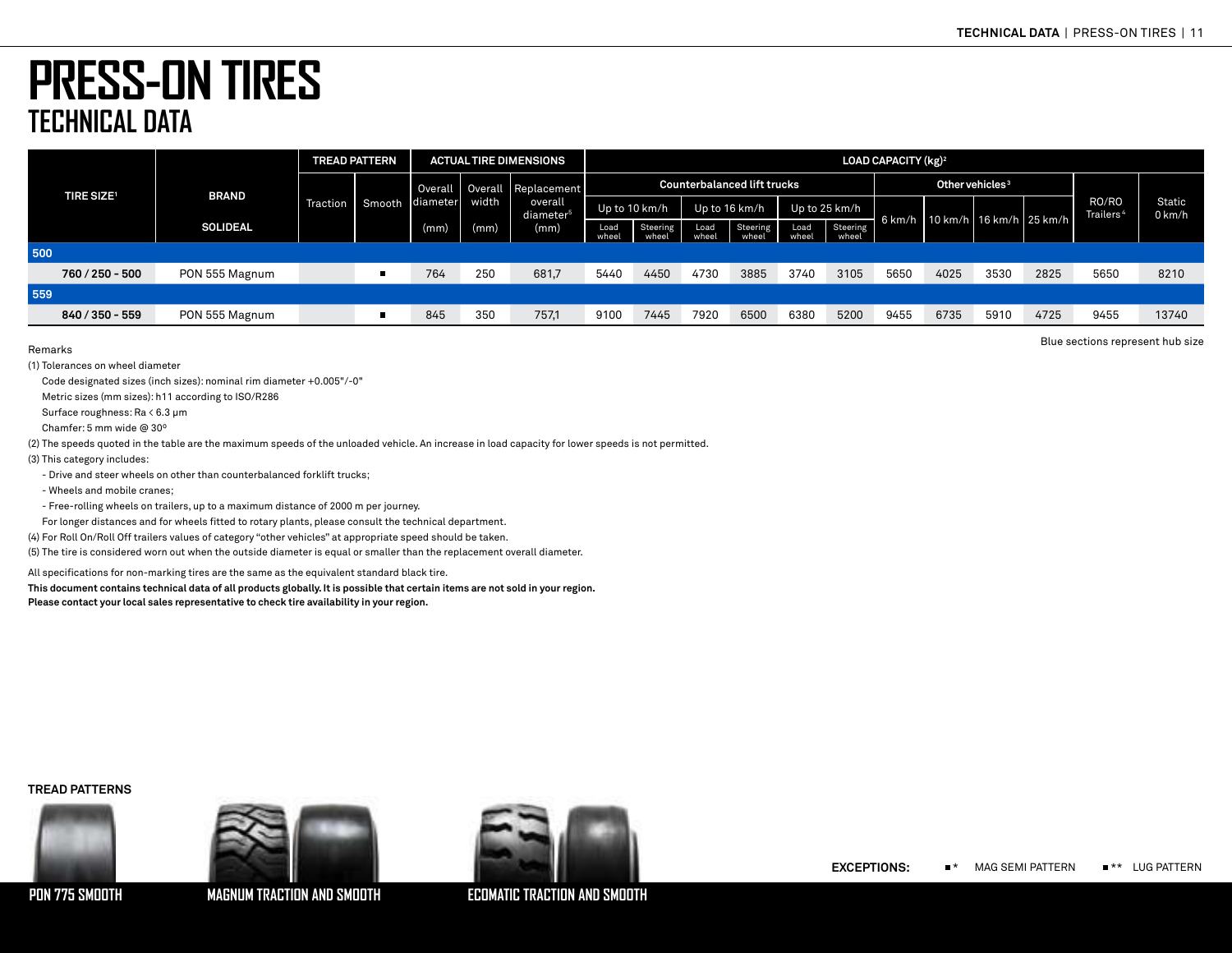# PRESS-ON TIRES

## TECHNICAL DATA

| TIRE SIZE[1] | BRAND | TREAD PATTERN | | ACTUAL TIRE DIMENSIONS | | | LOAD CAPACITY (kg)[2] | | | | | | | | | | | |
|---|---|---|---|---|---|---|---|---|---|---|---|---|---|---|---|---|---|---|
| | | | | | | | Counterbalanced lift trucks | | | | | | Other vehicles[3] | | | | | |
| | | | | | | | Up to 10 km/h | | Up to 16 km/h | | Up to 25 km/h | | | | | | | |
| | SOLIDEAL | Traction | Smooth | Overall diameter (mm) | Overall width (mm) | Replacement overall diameter[5] (mm) | Load wheel | Steering wheel | Load wheel | Steering wheel | Load wheel | Steering wheel | 6 km/h | 10 km/h | 16 km/h | 25 km/h | RO/RO Trailers[4] | Static 0 km/h |
| **500** | | | | | | | | | | | | | | | | | | |
| **760 / 250 - 500** | PON 555 Magnum | | ■ | 764 | 250 | 681,7 | 5440 | 4450 | 4730 | 3885 | 3740 | 3105 | 5650 | 4025 | 3530 | 2825 | 5650 | 8210 |
| **559** | | | | | | | | | | | | | | | | | | |
| **840 / 350 - 559** | PON 555 Magnum | | ■ | 845 | 350 | 757,1 | 9100 | 7445 | 7920 | 6500 | 6380 | 5200 | 9455 | 6735 | 5910 | 4725 | 9455 | 13740 |

Blue sections represent hub size

Remarks

(1) Tolerances on wheel diameter

Code designated sizes (inch sizes): nominal rim diameter +0.005"/-0"

Metric sizes (mm sizes): h11 according to ISO/R286

Surface roughness: Ra < 6.3 µm

Chamfer: 5 mm wide @ 30°

(2) The speeds quoted in the table are the maximum speeds of the unloaded vehicle. An increase in load capacity for lower speeds is not permitted.

(3) This category includes:

- Drive and steer wheels on other than counterbalanced forklift trucks;
- Wheels and mobile cranes;
- Free-rolling wheels on trailers, up to a maximum distance of 2000 m per journey.

For longer distances and for wheels fitted to rotary plants, please consult the technical department.

(4) For Roll On/Roll Off trailers values of category "other vehicles" at appropriate speed should be taken.

(5) The tire is considered worn out when the outside diameter is equal or smaller than the replacement overall diameter.

All specifications for non-marking tires are the same as the equivalent standard black tire.

**This document contains technical data of all products globally. It is possible that certain items are not sold in your region.**
**Please contact your local sales representative to check tire availability in your region.**

**TREAD PATTERNS**

PON 775 SMOOTH

MAGNUM TRACTION AND SMOOTH

ECOMATIC TRACTION AND SMOOTH

**EXCEPTIONS:** ■* MAG SEMI PATTERN ■** LUG PATTERN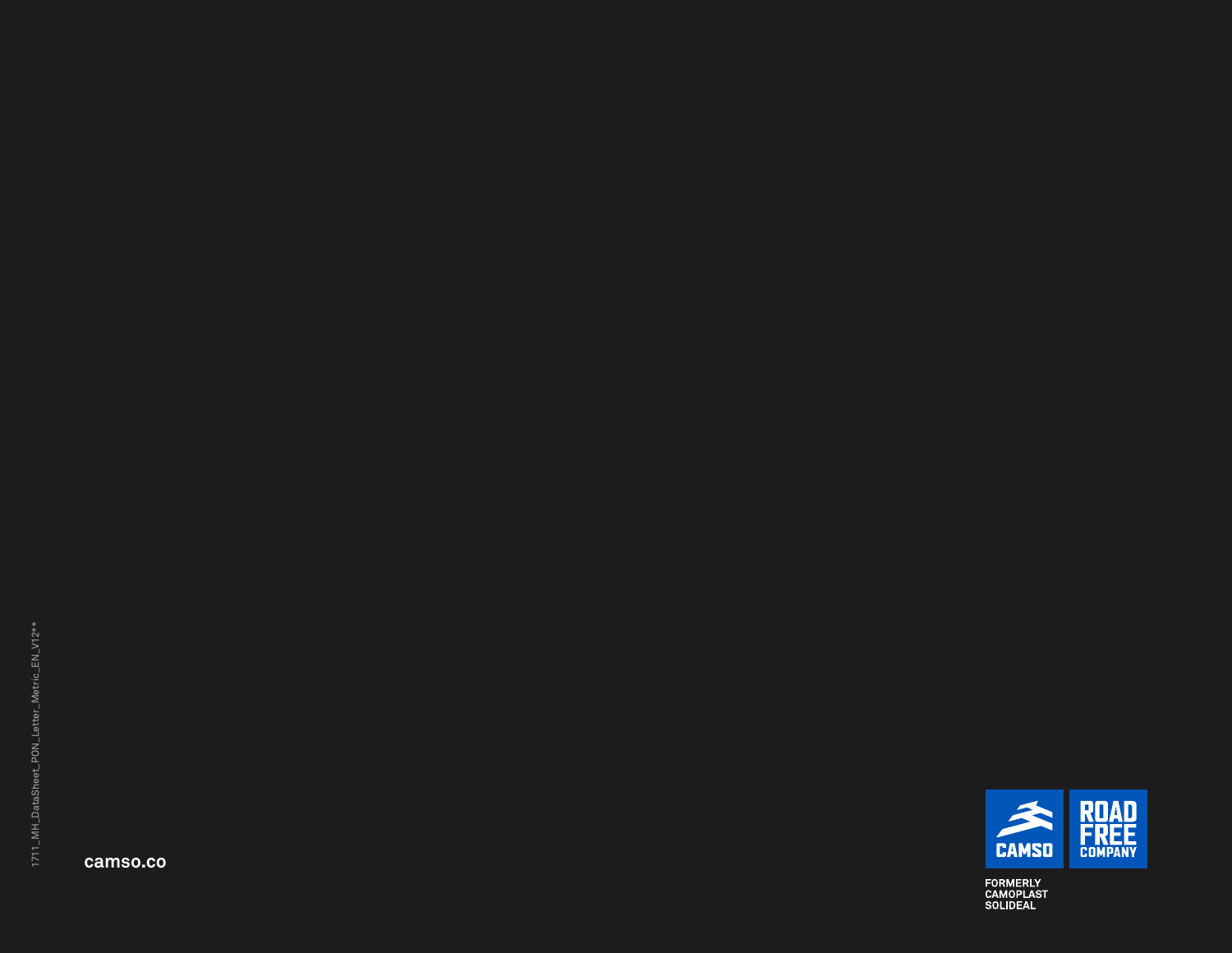1711_MH_DataSheet_PON_Letter_Metric_EN_V12**

camso.co

CAMSO

ROAD FREE COMPANY

FORMERLY
CAMOPLAST
SOLIDEAL